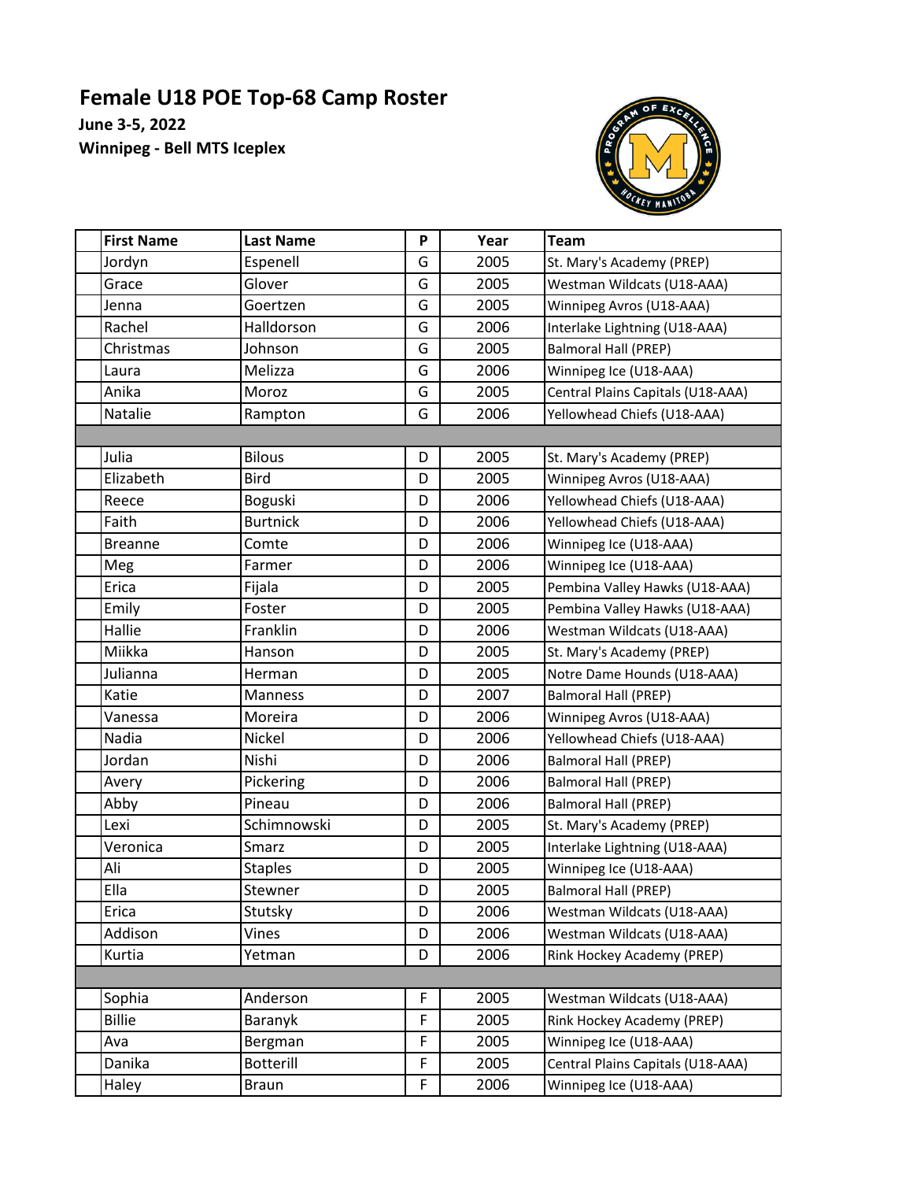# Female U18 POE Top-68 Camp Roster

**June 3-5, 2022**

**Winnipeg - Bell MTS Iceplex**

| First Name | Last Name | P | Year | Team |
|---|---|---|---|---|
| Jordyn | Espenell | G | 2005 | St. Mary's Academy (PREP) |
| Grace | Glover | G | 2005 | Westman Wildcats (U18-AAA) |
| Jenna | Goertzen | G | 2005 | Winnipeg Avros (U18-AAA) |
| Rachel | Halldorson | G | 2006 | Interlake Lightning (U18-AAA) |
| Christmas | Johnson | G | 2005 | Balmoral Hall (PREP) |
| Laura | Melizza | G | 2006 | Winnipeg Ice (U18-AAA) |
| Anika | Moroz | G | 2005 | Central Plains Capitals (U18-AAA) |
| Natalie | Rampton | G | 2006 | Yellowhead Chiefs (U18-AAA) |
| | | | | |
| Julia | Bilous | D | 2005 | St. Mary's Academy (PREP) |
| Elizabeth | Bird | D | 2005 | Winnipeg Avros (U18-AAA) |
| Reece | Boguski | D | 2006 | Yellowhead Chiefs (U18-AAA) |
| Faith | Burtnick | D | 2006 | Yellowhead Chiefs (U18-AAA) |
| Breanne | Comte | D | 2006 | Winnipeg Ice (U18-AAA) |
| Meg | Farmer | D | 2006 | Winnipeg Ice (U18-AAA) |
| Erica | Fijala | D | 2005 | Pembina Valley Hawks (U18-AAA) |
| Emily | Foster | D | 2005 | Pembina Valley Hawks (U18-AAA) |
| Hallie | Franklin | D | 2006 | Westman Wildcats (U18-AAA) |
| Miikka | Hanson | D | 2005 | St. Mary's Academy (PREP) |
| Julianna | Herman | D | 2005 | Notre Dame Hounds (U18-AAA) |
| Katie | Manness | D | 2007 | Balmoral Hall (PREP) |
| Vanessa | Moreira | D | 2006 | Winnipeg Avros (U18-AAA) |
| Nadia | Nickel | D | 2006 | Yellowhead Chiefs (U18-AAA) |
| Jordan | Nishi | D | 2006 | Balmoral Hall (PREP) |
| Avery | Pickering | D | 2006 | Balmoral Hall (PREP) |
| Abby | Pineau | D | 2006 | Balmoral Hall (PREP) |
| Lexi | Schimnowski | D | 2005 | St. Mary's Academy (PREP) |
| Veronica | Smarz | D | 2005 | Interlake Lightning (U18-AAA) |
| Ali | Staples | D | 2005 | Winnipeg Ice (U18-AAA) |
| Ella | Stewner | D | 2005 | Balmoral Hall (PREP) |
| Erica | Stutsky | D | 2006 | Westman Wildcats (U18-AAA) |
| Addison | Vines | D | 2006 | Westman Wildcats (U18-AAA) |
| Kurtia | Yetman | D | 2006 | Rink Hockey Academy (PREP) |
| | | | | |
| Sophia | Anderson | F | 2005 | Westman Wildcats (U18-AAA) |
| Billie | Baranyk | F | 2005 | Rink Hockey Academy (PREP) |
| Ava | Bergman | F | 2005 | Winnipeg Ice (U18-AAA) |
| Danika | Botterill | F | 2005 | Central Plains Capitals (U18-AAA) |
| Haley | Braun | F | 2006 | Winnipeg Ice (U18-AAA) |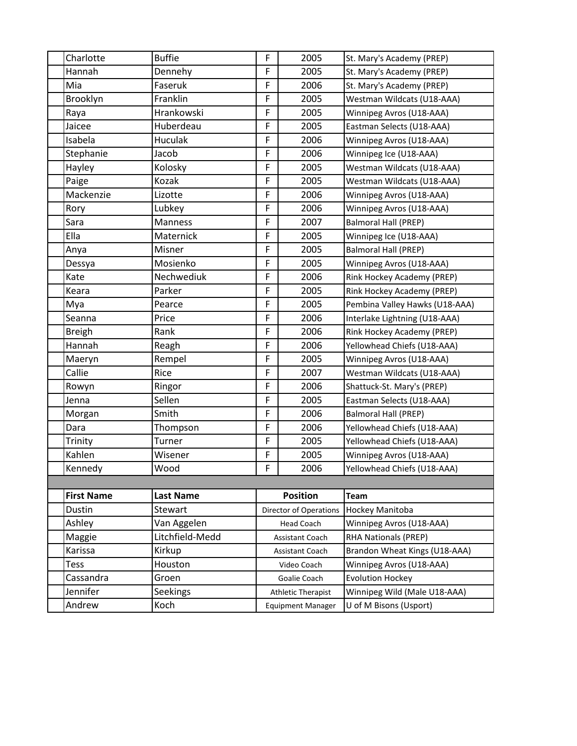| | | | | | |
|---|---|---|---|---|---|
| | Charlotte | Buffie | F | 2005 | St. Mary's Academy (PREP) |
| | Hannah | Dennehy | F | 2005 | St. Mary's Academy (PREP) |
| | Mia | Faseruk | F | 2006 | St. Mary's Academy (PREP) |
| | Brooklyn | Franklin | F | 2005 | Westman Wildcats (U18-AAA) |
| | Raya | Hrankowski | F | 2005 | Winnipeg Avros (U18-AAA) |
| | Jaicee | Huberdeau | F | 2005 | Eastman Selects (U18-AAA) |
| | Isabela | Huculak | F | 2006 | Winnipeg Avros (U18-AAA) |
| | Stephanie | Jacob | F | 2006 | Winnipeg Ice (U18-AAA) |
| | Hayley | Kolosky | F | 2005 | Westman Wildcats (U18-AAA) |
| | Paige | Kozak | F | 2005 | Westman Wildcats (U18-AAA) |
| | Mackenzie | Lizotte | F | 2006 | Winnipeg Avros (U18-AAA) |
| | Rory | Lubkey | F | 2006 | Winnipeg Avros (U18-AAA) |
| | Sara | Manness | F | 2007 | Balmoral Hall (PREP) |
| | Ella | Maternick | F | 2005 | Winnipeg Ice (U18-AAA) |
| | Anya | Misner | F | 2005 | Balmoral Hall (PREP) |
| | Dessya | Mosienko | F | 2005 | Winnipeg Avros (U18-AAA) |
| | Kate | Nechwediuk | F | 2006 | Rink Hockey Academy (PREP) |
| | Keara | Parker | F | 2005 | Rink Hockey Academy (PREP) |
| | Mya | Pearce | F | 2005 | Pembina Valley Hawks (U18-AAA) |
| | Seanna | Price | F | 2006 | Interlake Lightning (U18-AAA) |
| | Breigh | Rank | F | 2006 | Rink Hockey Academy (PREP) |
| | Hannah | Reagh | F | 2006 | Yellowhead Chiefs (U18-AAA) |
| | Maeryn | Rempel | F | 2005 | Winnipeg Avros (U18-AAA) |
| | Callie | Rice | F | 2007 | Westman Wildcats (U18-AAA) |
| | Rowyn | Ringor | F | 2006 | Shattuck-St. Mary's (PREP) |
| | Jenna | Sellen | F | 2005 | Eastman Selects (U18-AAA) |
| | Morgan | Smith | F | 2006 | Balmoral Hall (PREP) |
| | Dara | Thompson | F | 2006 | Yellowhead Chiefs (U18-AAA) |
| | Trinity | Turner | F | 2005 | Yellowhead Chiefs (U18-AAA) |
| | Kahlen | Wisener | F | 2005 | Winnipeg Avros (U18-AAA) |
| | Kennedy | Wood | F | 2006 | Yellowhead Chiefs (U18-AAA) |

| | First Name | Last Name | Position | Team |
|---|---|---|---|---|
| | Dustin | Stewart | Director of Operations | Hockey Manitoba |
| | Ashley | Van Aggelen | Head Coach | Winnipeg Avros (U18-AAA) |
| | Maggie | Litchfield-Medd | Assistant Coach | RHA Nationals (PREP) |
| | Karissa | Kirkup | Assistant Coach | Brandon Wheat Kings (U18-AAA) |
| | Tess | Houston | Video Coach | Winnipeg Avros (U18-AAA) |
| | Cassandra | Groen | Goalie Coach | Evolution Hockey |
| | Jennifer | Seekings | Athletic Therapist | Winnipeg Wild (Male U18-AAA) |
| | Andrew | Koch | Equipment Manager | U of M Bisons (Usport) |